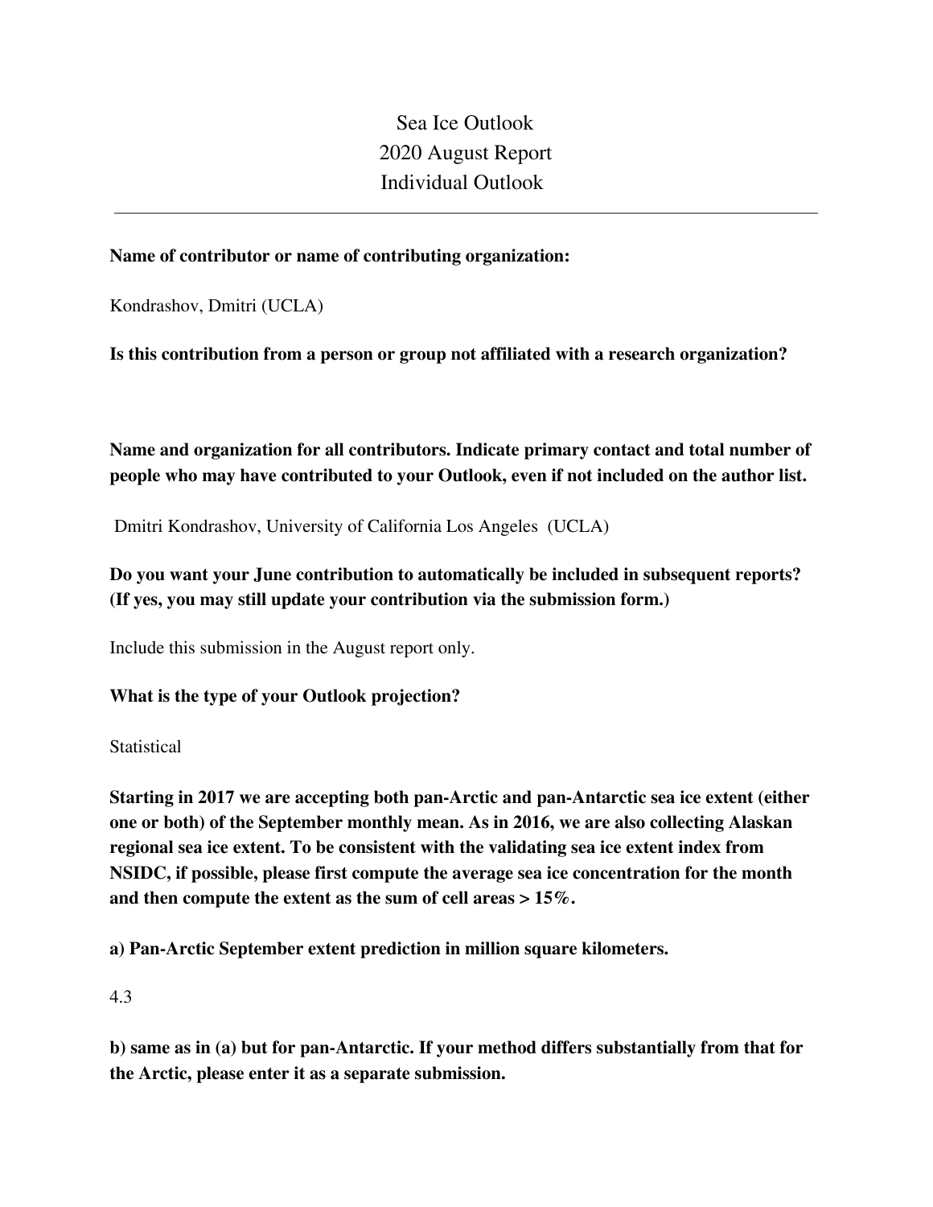# Sea Ice Outlook
# 2020 August Report
# Individual Outlook

---

**Name of contributor or name of contributing organization:**

Kondrashov, Dmitri (UCLA)

**Is this contribution from a person or group not affiliated with a research organization?**

**Name and organization for all contributors. Indicate primary contact and total number of people who may have contributed to your Outlook, even if not included on the author list.**

Dmitri Kondrashov, University of California Los Angeles (UCLA)

**Do you want your June contribution to automatically be included in subsequent reports? (If yes, you may still update your contribution via the submission form.)**

Include this submission in the August report only.

**What is the type of your Outlook projection?**

Statistical

**Starting in 2017 we are accepting both pan-Arctic and pan-Antarctic sea ice extent (either one or both) of the September monthly mean. As in 2016, we are also collecting Alaskan regional sea ice extent. To be consistent with the validating sea ice extent index from NSIDC, if possible, please first compute the average sea ice concentration for the month and then compute the extent as the sum of cell areas > 15%.**

**a) Pan-Arctic September extent prediction in million square kilometers.**

4.3

**b) same as in (a) but for pan-Antarctic. If your method differs substantially from that for the Arctic, please enter it as a separate submission.**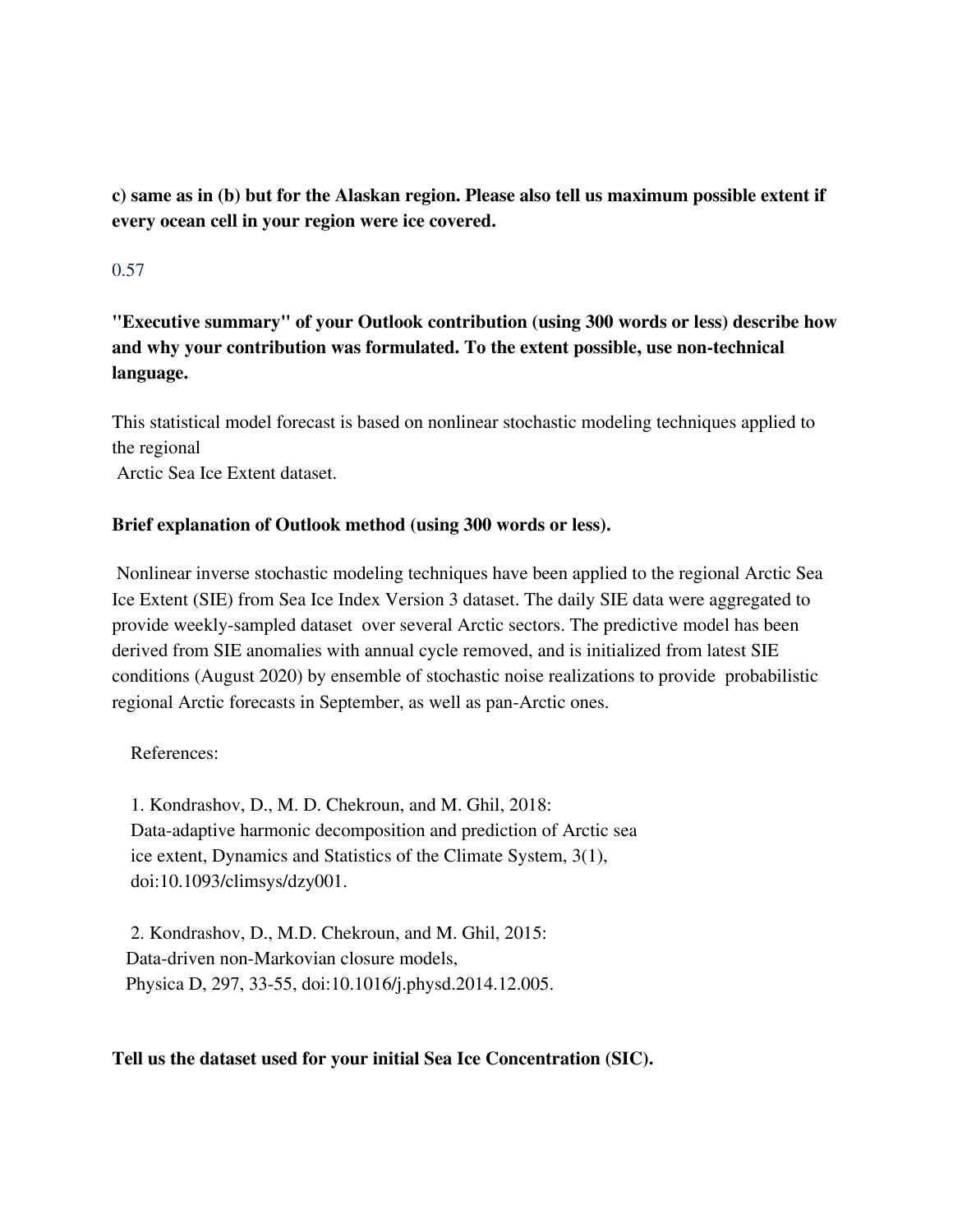**c) same as in (b) but for the Alaskan region. Please also tell us maximum possible extent if every ocean cell in your region were ice covered.**

0.57

**"Executive summary" of your Outlook contribution (using 300 words or less) describe how and why your contribution was formulated. To the extent possible, use non-technical language.**

This statistical model forecast is based on nonlinear stochastic modeling techniques applied to the regional
Arctic Sea Ice Extent dataset.

**Brief explanation of Outlook method (using 300 words or less).**

Nonlinear inverse stochastic modeling techniques have been applied to the regional Arctic Sea Ice Extent (SIE) from Sea Ice Index Version 3 dataset. The daily SIE data were aggregated to provide weekly-sampled dataset over several Arctic sectors. The predictive model has been derived from SIE anomalies with annual cycle removed, and is initialized from latest SIE conditions (August 2020) by ensemble of stochastic noise realizations to provide probabilistic regional Arctic forecasts in September, as well as pan-Arctic ones.

References:

1. Kondrashov, D., M. D. Chekroun, and M. Ghil, 2018:
Data-adaptive harmonic decomposition and prediction of Arctic sea ice extent, Dynamics and Statistics of the Climate System, 3(1), doi:10.1093/climsys/dzy001.

2. Kondrashov, D., M.D. Chekroun, and M. Ghil, 2015:
Data-driven non-Markovian closure models,
Physica D, 297, 33-55, doi:10.1016/j.physd.2014.12.005.

**Tell us the dataset used for your initial Sea Ice Concentration (SIC).**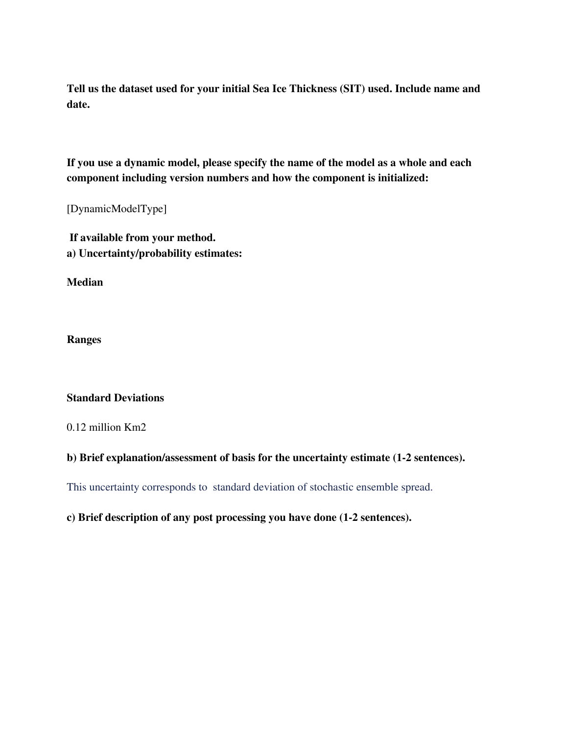**Tell us the dataset used for your initial Sea Ice Thickness (SIT) used. Include name and date.**

**If you use a dynamic model, please specify the name of the model as a whole and each component including version numbers and how the component is initialized:**

[DynamicModelType]

**If available from your method.**
**a) Uncertainty/probability estimates:**

**Median**

**Ranges**

**Standard Deviations**

0.12 million Km2

**b) Brief explanation/assessment of basis for the uncertainty estimate (1-2 sentences).**

This uncertainty corresponds to standard deviation of stochastic ensemble spread.

**c) Brief description of any post processing you have done (1-2 sentences).**